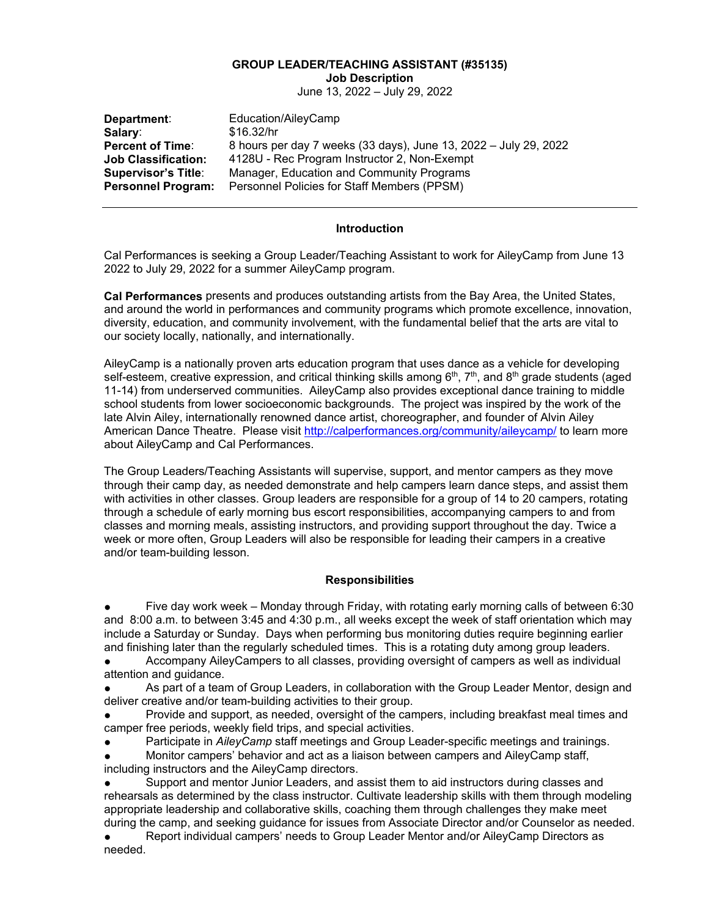**GROUP LEADER/TEACHING ASSISTANT (#35135)**
**Job Description**
June 13, 2022 – July 29, 2022

| | |
|---|---|
| **Department**: | Education/AileyCamp |
| **Salary**: | $16.32/hr |
| **Percent of Time**: | 8 hours per day 7 weeks (33 days), June 13, 2022 – July 29, 2022 |
| **Job Classification:** | 4128U - Rec Program Instructor 2, Non-Exempt |
| **Supervisor's Title**: | Manager, Education and Community Programs |
| **Personnel Program:** | Personnel Policies for Staff Members (PPSM) |

---

## Introduction

Cal Performances is seeking a Group Leader/Teaching Assistant to work for AileyCamp from June 13 2022 to July 29, 2022 for a summer AileyCamp program.

**Cal Performances** presents and produces outstanding artists from the Bay Area, the United States, and around the world in performances and community programs which promote excellence, innovation, diversity, education, and community involvement, with the fundamental belief that the arts are vital to our society locally, nationally, and internationally.

AileyCamp is a nationally proven arts education program that uses dance as a vehicle for developing self-esteem, creative expression, and critical thinking skills among 6th, 7th, and 8th grade students (aged 11-14) from underserved communities. AileyCamp also provides exceptional dance training to middle school students from lower socioeconomic backgrounds. The project was inspired by the work of the late Alvin Ailey, internationally renowned dance artist, choreographer, and founder of Alvin Ailey American Dance Theatre. Please visit http://calperformances.org/community/aileycamp/ to learn more about AileyCamp and Cal Performances.

The Group Leaders/Teaching Assistants will supervise, support, and mentor campers as they move through their camp day, as needed demonstrate and help campers learn dance steps, and assist them with activities in other classes. Group leaders are responsible for a group of 14 to 20 campers, rotating through a schedule of early morning bus escort responsibilities, accompanying campers to and from classes and morning meals, assisting instructors, and providing support throughout the day. Twice a week or more often, Group Leaders will also be responsible for leading their campers in a creative and/or team-building lesson.

## Responsibilities

- Five day work week – Monday through Friday, with rotating early morning calls of between 6:30 and 8:00 a.m. to between 3:45 and 4:30 p.m., all weeks except the week of staff orientation which may include a Saturday or Sunday. Days when performing bus monitoring duties require beginning earlier and finishing later than the regularly scheduled times. This is a rotating duty among group leaders.
- Accompany AileyCampers to all classes, providing oversight of campers as well as individual attention and guidance.
- As part of a team of Group Leaders, in collaboration with the Group Leader Mentor, design and deliver creative and/or team-building activities to their group.
- Provide and support, as needed, oversight of the campers, including breakfast meal times and camper free periods, weekly field trips, and special activities.
- Participate in *AileyCamp* staff meetings and Group Leader-specific meetings and trainings.
- Monitor campers' behavior and act as a liaison between campers and AileyCamp staff, including instructors and the AileyCamp directors.
- Support and mentor Junior Leaders, and assist them to aid instructors during classes and rehearsals as determined by the class instructor. Cultivate leadership skills with them through modeling appropriate leadership and collaborative skills, coaching them through challenges they make meet during the camp, and seeking guidance for issues from Associate Director and/or Counselor as needed.
- Report individual campers' needs to Group Leader Mentor and/or AileyCamp Directors as needed.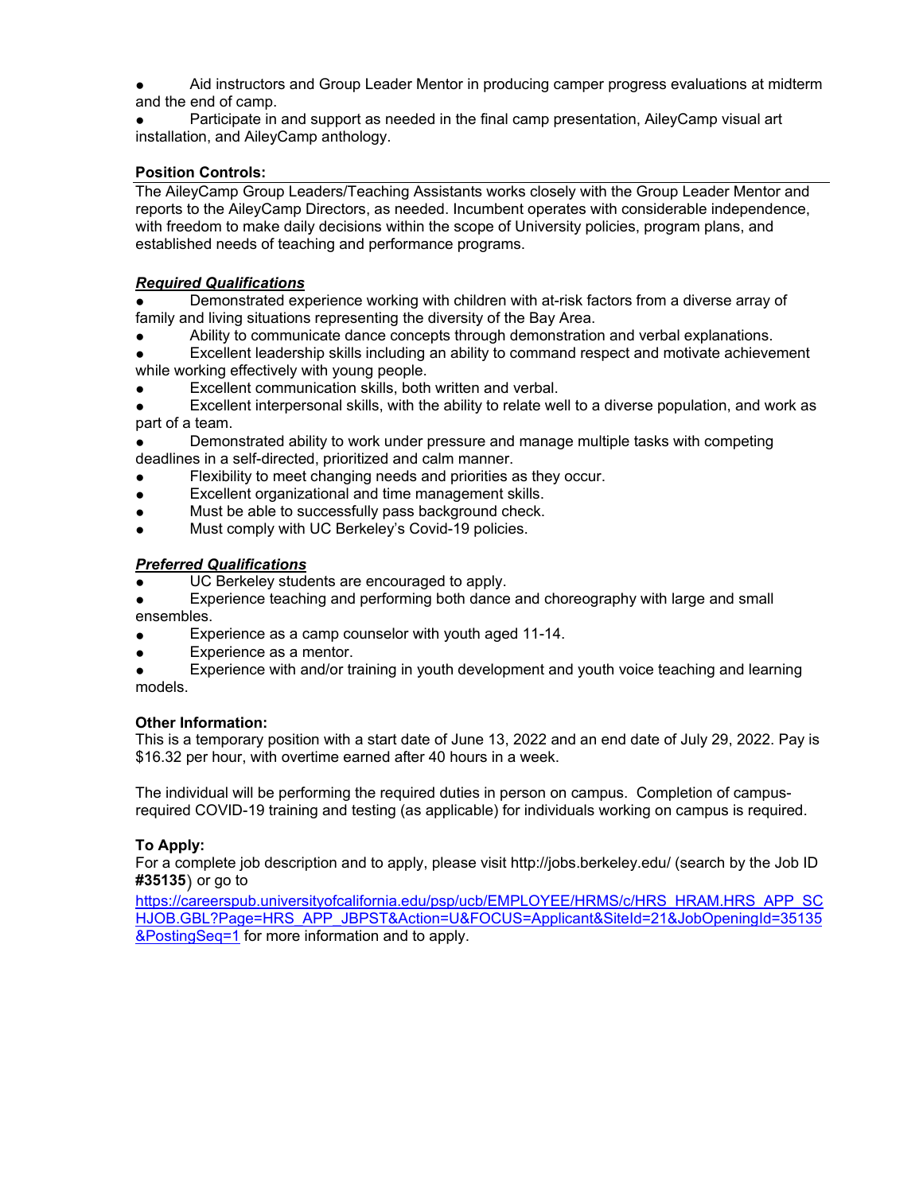- Aid instructors and Group Leader Mentor in producing camper progress evaluations at midterm and the end of camp.
- Participate in and support as needed in the final camp presentation, AileyCamp visual art installation, and AileyCamp anthology.

**Position Controls:**

The AileyCamp Group Leaders/Teaching Assistants works closely with the Group Leader Mentor and reports to the AileyCamp Directors, as needed. Incumbent operates with considerable independence, with freedom to make daily decisions within the scope of University policies, program plans, and established needs of teaching and performance programs.

***Required Qualifications***

- Demonstrated experience working with children with at-risk factors from a diverse array of family and living situations representing the diversity of the Bay Area.
- Ability to communicate dance concepts through demonstration and verbal explanations.
- Excellent leadership skills including an ability to command respect and motivate achievement while working effectively with young people.
- Excellent communication skills, both written and verbal.
- Excellent interpersonal skills, with the ability to relate well to a diverse population, and work as part of a team.
- Demonstrated ability to work under pressure and manage multiple tasks with competing deadlines in a self-directed, prioritized and calm manner.
- Flexibility to meet changing needs and priorities as they occur.
- Excellent organizational and time management skills.
- Must be able to successfully pass background check.
- Must comply with UC Berkeley's Covid-19 policies.

***Preferred Qualifications***

- UC Berkeley students are encouraged to apply.
- Experience teaching and performing both dance and choreography with large and small ensembles.
- Experience as a camp counselor with youth aged 11-14.
- Experience as a mentor.
- Experience with and/or training in youth development and youth voice teaching and learning models.

**Other Information:**

This is a temporary position with a start date of June 13, 2022 and an end date of July 29, 2022. Pay is $16.32 per hour, with overtime earned after 40 hours in a week.

The individual will be performing the required duties in person on campus. Completion of campus-required COVID-19 training and testing (as applicable) for individuals working on campus is required.

**To Apply:**

For a complete job description and to apply, please visit http://jobs.berkeley.edu/ (search by the Job ID **#35135**) or go to [https://careerspub.universityofcalifornia.edu/psp/ucb/EMPLOYEE/HRMS/c/HRS_HRAM.HRS_APP_SCHJOB.GBL?Page=HRS_APP_JBPST&Action=U&FOCUS=Applicant&SiteId=21&JobOpeningId=35135&PostingSeq=1](https://careerspub.universityofcalifornia.edu/psp/ucb/EMPLOYEE/HRMS/c/HRS_HRAM.HRS_APP_SCHJOB.GBL?Page=HRS_APP_JBPST&Action=U&FOCUS=Applicant&SiteId=21&JobOpeningId=35135&PostingSeq=1) for more information and to apply.